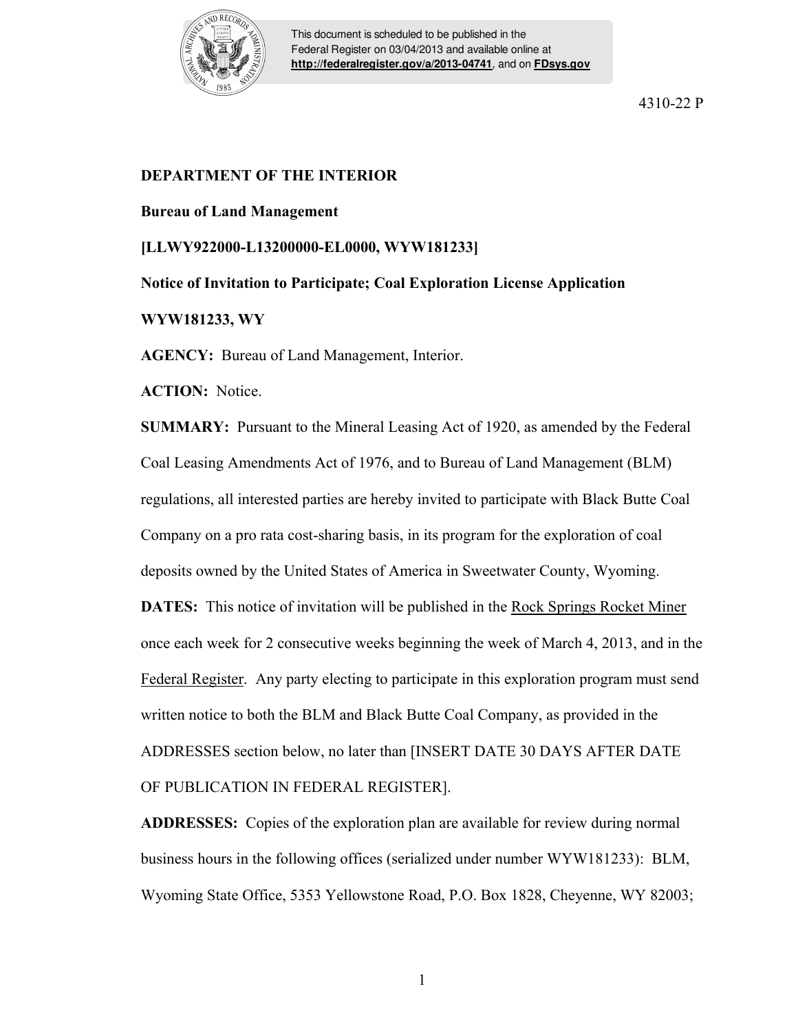This document is scheduled to be published in the Federal Register on 03/04/2013 and available online at http://federalregister.gov/a/2013-04741, and on FDsys.gov

4310-22 P

**DEPARTMENT OF THE INTERIOR**

**Bureau of Land Management**

**[LLWY922000-L13200000-EL0000, WYW181233]**

**Notice of Invitation to Participate; Coal Exploration License Application WYW181233, WY**

**AGENCY:** Bureau of Land Management, Interior.

**ACTION:** Notice.

**SUMMARY:** Pursuant to the Mineral Leasing Act of 1920, as amended by the Federal Coal Leasing Amendments Act of 1976, and to Bureau of Land Management (BLM) regulations, all interested parties are hereby invited to participate with Black Butte Coal Company on a pro rata cost-sharing basis, in its program for the exploration of coal deposits owned by the United States of America in Sweetwater County, Wyoming.

**DATES:** This notice of invitation will be published in the Rock Springs Rocket Miner once each week for 2 consecutive weeks beginning the week of March 4, 2013, and in the Federal Register. Any party electing to participate in this exploration program must send written notice to both the BLM and Black Butte Coal Company, as provided in the ADDRESSES section below, no later than [INSERT DATE 30 DAYS AFTER DATE OF PUBLICATION IN FEDERAL REGISTER].

**ADDRESSES:** Copies of the exploration plan are available for review during normal business hours in the following offices (serialized under number WYW181233): BLM, Wyoming State Office, 5353 Yellowstone Road, P.O. Box 1828, Cheyenne, WY 82003;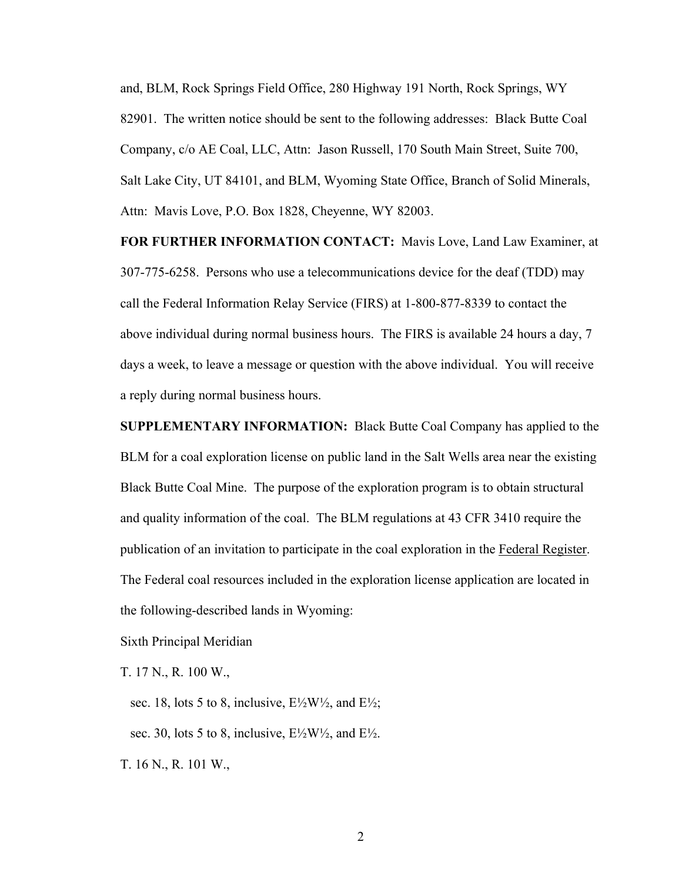and, BLM, Rock Springs Field Office, 280 Highway 191 North, Rock Springs, WY 82901. The written notice should be sent to the following addresses: Black Butte Coal Company, c/o AE Coal, LLC, Attn: Jason Russell, 170 South Main Street, Suite 700, Salt Lake City, UT 84101, and BLM, Wyoming State Office, Branch of Solid Minerals, Attn: Mavis Love, P.O. Box 1828, Cheyenne, WY 82003.

**FOR FURTHER INFORMATION CONTACT:** Mavis Love, Land Law Examiner, at 307-775-6258. Persons who use a telecommunications device for the deaf (TDD) may call the Federal Information Relay Service (FIRS) at 1-800-877-8339 to contact the above individual during normal business hours. The FIRS is available 24 hours a day, 7 days a week, to leave a message or question with the above individual. You will receive a reply during normal business hours.

**SUPPLEMENTARY INFORMATION:** Black Butte Coal Company has applied to the BLM for a coal exploration license on public land in the Salt Wells area near the existing Black Butte Coal Mine. The purpose of the exploration program is to obtain structural and quality information of the coal. The BLM regulations at 43 CFR 3410 require the publication of an invitation to participate in the coal exploration in the Federal Register. The Federal coal resources included in the exploration license application are located in the following-described lands in Wyoming:

Sixth Principal Meridian

T. 17 N., R. 100 W.,

sec. 18, lots 5 to 8, inclusive, E½W½, and E½;

sec. 30, lots 5 to 8, inclusive, E½W½, and E½.

T. 16 N., R. 101 W.,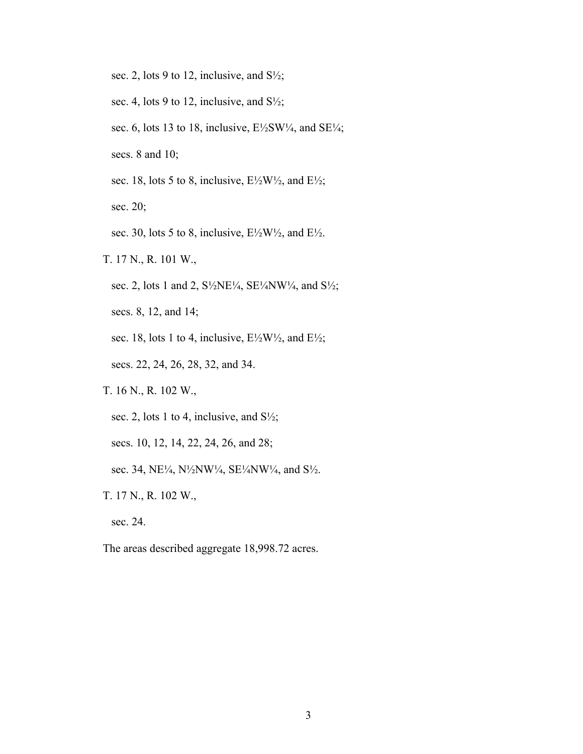sec. 2, lots 9 to 12, inclusive, and S½;

sec. 4, lots 9 to 12, inclusive, and S½;

sec. 6, lots 13 to 18, inclusive, E½SW¼, and SE¼;

secs. 8 and 10;

sec. 18, lots 5 to 8, inclusive, E½W½, and E½;

sec. 20;

sec. 30, lots 5 to 8, inclusive, E½W½, and E½.

T. 17 N., R. 101 W.,

sec. 2, lots 1 and 2, S½NE¼, SE¼NW¼, and S½;

secs. 8, 12, and 14;

sec. 18, lots 1 to 4, inclusive, E½W½, and E½;

secs. 22, 24, 26, 28, 32, and 34.

T. 16 N., R. 102 W.,

sec. 2, lots 1 to 4, inclusive, and S½;

secs. 10, 12, 14, 22, 24, 26, and 28;

sec. 34, NE¼, N½NW¼, SE¼NW¼, and S½.

T. 17 N., R. 102 W.,

sec. 24.

The areas described aggregate 18,998.72 acres.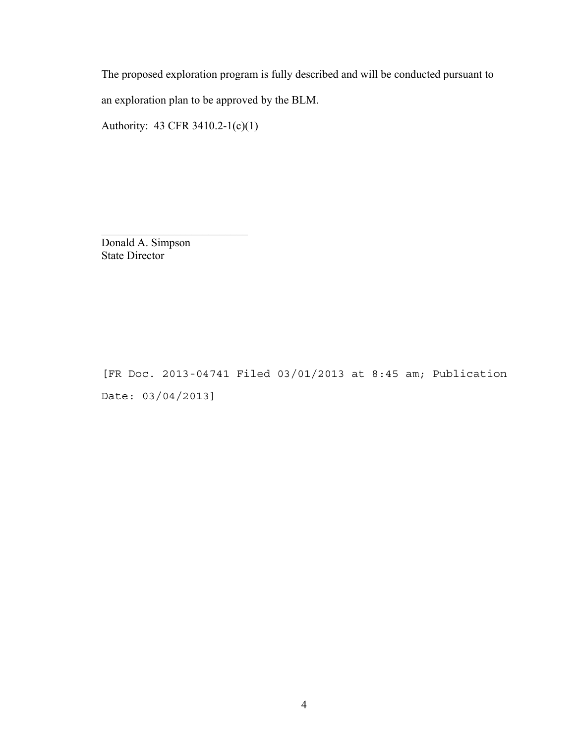The proposed exploration program is fully described and will be conducted pursuant to an exploration plan to be approved by the BLM.

Authority: 43 CFR 3410.2-1(c)(1)

\_\_\_\_\_\_\_\_\_\_\_\_\_\_\_\_\_\_\_\_\_\_\_\_\_

Donald A. Simpson
State Director

[FR Doc. 2013-04741 Filed 03/01/2013 at 8:45 am; Publication Date: 03/04/2013]